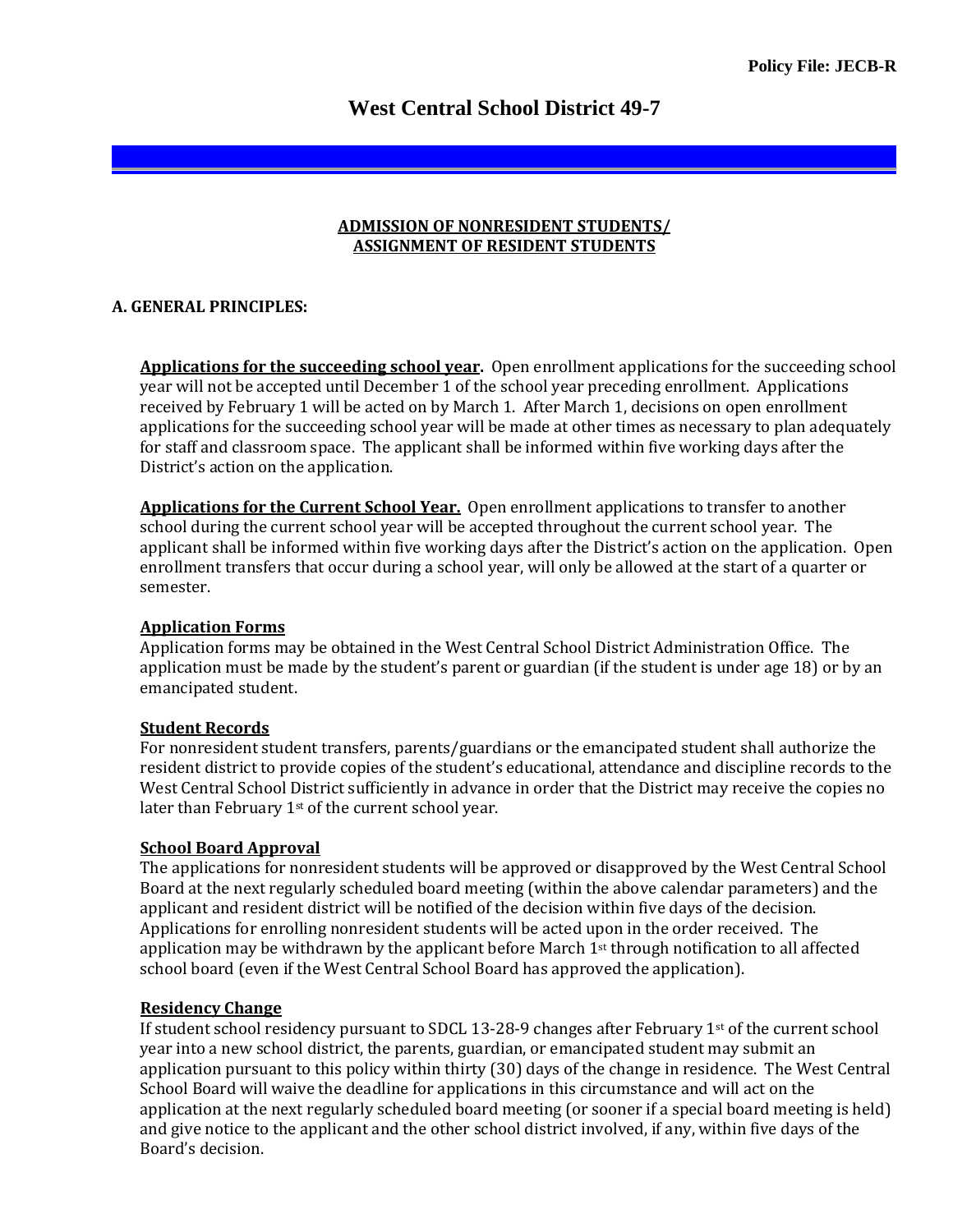Policy File: JECB-R

# West Central School District 49-7

## ADMISSION OF NONRESIDENT STUDENTS/ ASSIGNMENT OF RESIDENT STUDENTS

### A. GENERAL PRINCIPLES:

**Applications for the succeeding school year.** Open enrollment applications for the succeeding school year will not be accepted until December 1 of the school year preceding enrollment. Applications received by February 1 will be acted on by March 1. After March 1, decisions on open enrollment applications for the succeeding school year will be made at other times as necessary to plan adequately for staff and classroom space. The applicant shall be informed within five working days after the District's action on the application.

**Applications for the Current School Year.** Open enrollment applications to transfer to another school during the current school year will be accepted throughout the current school year. The applicant shall be informed within five working days after the District's action on the application. Open enrollment transfers that occur during a school year, will only be allowed at the start of a quarter or semester.

**Application Forms**

Application forms may be obtained in the West Central School District Administration Office. The application must be made by the student's parent or guardian (if the student is under age 18) or by an emancipated student.

**Student Records**

For nonresident student transfers, parents/guardians or the emancipated student shall authorize the resident district to provide copies of the student's educational, attendance and discipline records to the West Central School District sufficiently in advance in order that the District may receive the copies no later than February 1st of the current school year.

**School Board Approval**

The applications for nonresident students will be approved or disapproved by the West Central School Board at the next regularly scheduled board meeting (within the above calendar parameters) and the applicant and resident district will be notified of the decision within five days of the decision. Applications for enrolling nonresident students will be acted upon in the order received. The application may be withdrawn by the applicant before March 1st through notification to all affected school board (even if the West Central School Board has approved the application).

**Residency Change**

If student school residency pursuant to SDCL 13-28-9 changes after February 1st of the current school year into a new school district, the parents, guardian, or emancipated student may submit an application pursuant to this policy within thirty (30) days of the change in residence. The West Central School Board will waive the deadline for applications in this circumstance and will act on the application at the next regularly scheduled board meeting (or sooner if a special board meeting is held) and give notice to the applicant and the other school district involved, if any, within five days of the Board's decision.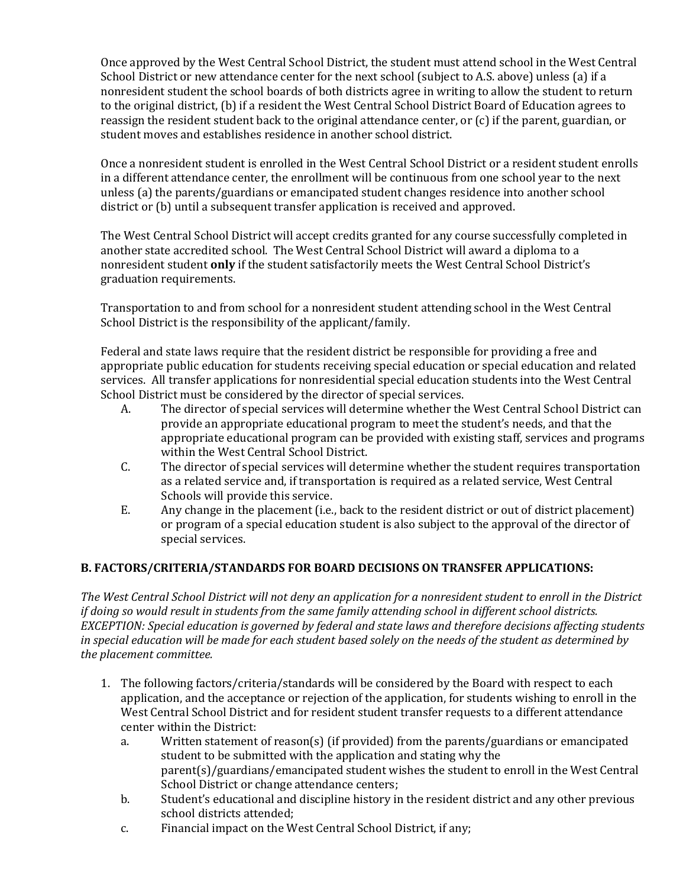Once approved by the West Central School District, the student must attend school in the West Central School District or new attendance center for the next school (subject to A.S. above) unless (a) if a nonresident student the school boards of both districts agree in writing to allow the student to return to the original district, (b) if a resident the West Central School District Board of Education agrees to reassign the resident student back to the original attendance center, or (c) if the parent, guardian, or student moves and establishes residence in another school district.

Once a nonresident student is enrolled in the West Central School District or a resident student enrolls in a different attendance center, the enrollment will be continuous from one school year to the next unless (a) the parents/guardians or emancipated student changes residence into another school district or (b) until a subsequent transfer application is received and approved.

The West Central School District will accept credits granted for any course successfully completed in another state accredited school. The West Central School District will award a diploma to a nonresident student **only** if the student satisfactorily meets the West Central School District's graduation requirements.

Transportation to and from school for a nonresident student attending school in the West Central School District is the responsibility of the applicant/family.

Federal and state laws require that the resident district be responsible for providing a free and appropriate public education for students receiving special education or special education and related services. All transfer applications for nonresidential special education students into the West Central School District must be considered by the director of special services.

A. The director of special services will determine whether the West Central School District can provide an appropriate educational program to meet the student's needs, and that the appropriate educational program can be provided with existing staff, services and programs within the West Central School District.

C. The director of special services will determine whether the student requires transportation as a related service and, if transportation is required as a related service, West Central Schools will provide this service.

E. Any change in the placement (i.e., back to the resident district or out of district placement) or program of a special education student is also subject to the approval of the director of special services.

## B. FACTORS/CRITERIA/STANDARDS FOR BOARD DECISIONS ON TRANSFER APPLICATIONS:

*The West Central School District will not deny an application for a nonresident student to enroll in the District if doing so would result in students from the same family attending school in different school districts. EXCEPTION: Special education is governed by federal and state laws and therefore decisions affecting students in special education will be made for each student based solely on the needs of the student as determined by the placement committee.*

1. The following factors/criteria/standards will be considered by the Board with respect to each application, and the acceptance or rejection of the application, for students wishing to enroll in the West Central School District and for resident student transfer requests to a different attendance center within the District:
   a. Written statement of reason(s) (if provided) from the parents/guardians or emancipated student to be submitted with the application and stating why the parent(s)/guardians/emancipated student wishes the student to enroll in the West Central School District or change attendance centers;
   b. Student's educational and discipline history in the resident district and any other previous school districts attended;
   c. Financial impact on the West Central School District, if any;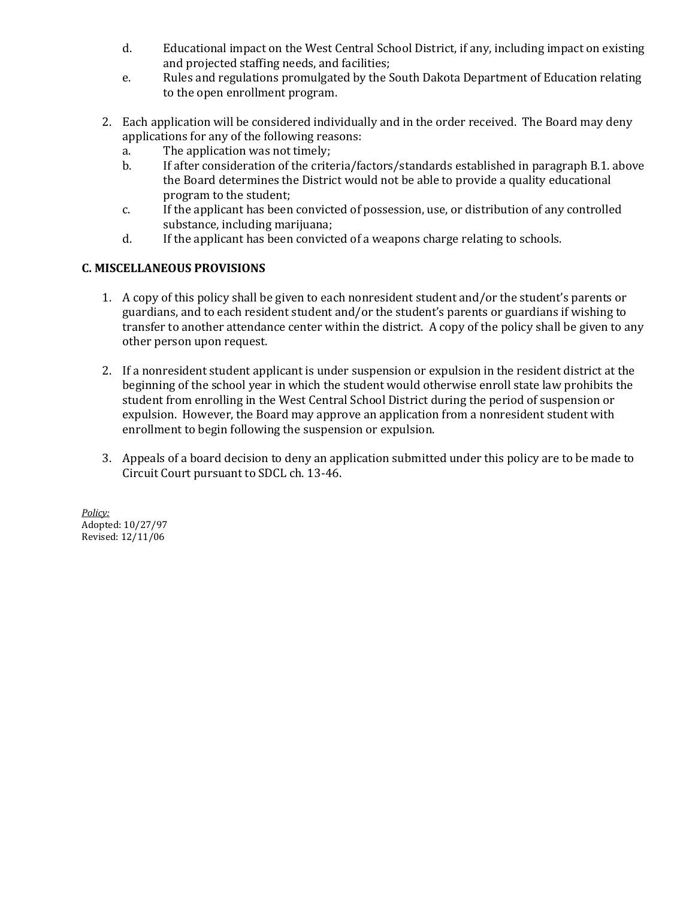d. Educational impact on the West Central School District, if any, including impact on existing and projected staffing needs, and facilities;
e. Rules and regulations promulgated by the South Dakota Department of Education relating to the open enrollment program.

2. Each application will be considered individually and in the order received. The Board may deny applications for any of the following reasons:
   a. The application was not timely;
   b. If after consideration of the criteria/factors/standards established in paragraph B.1. above the Board determines the District would not be able to provide a quality educational program to the student;
   c. If the applicant has been convicted of possession, use, or distribution of any controlled substance, including marijuana;
   d. If the applicant has been convicted of a weapons charge relating to schools.

**C. MISCELLANEOUS PROVISIONS**

1. A copy of this policy shall be given to each nonresident student and/or the student's parents or guardians, and to each resident student and/or the student's parents or guardians if wishing to transfer to another attendance center within the district. A copy of the policy shall be given to any other person upon request.

2. If a nonresident student applicant is under suspension or expulsion in the resident district at the beginning of the school year in which the student would otherwise enroll state law prohibits the student from enrolling in the West Central School District during the period of suspension or expulsion. However, the Board may approve an application from a nonresident student with enrollment to begin following the suspension or expulsion.

3. Appeals of a board decision to deny an application submitted under this policy are to be made to Circuit Court pursuant to SDCL ch. 13-46.

*Policy:*
Adopted: 10/27/97
Revised: 12/11/06